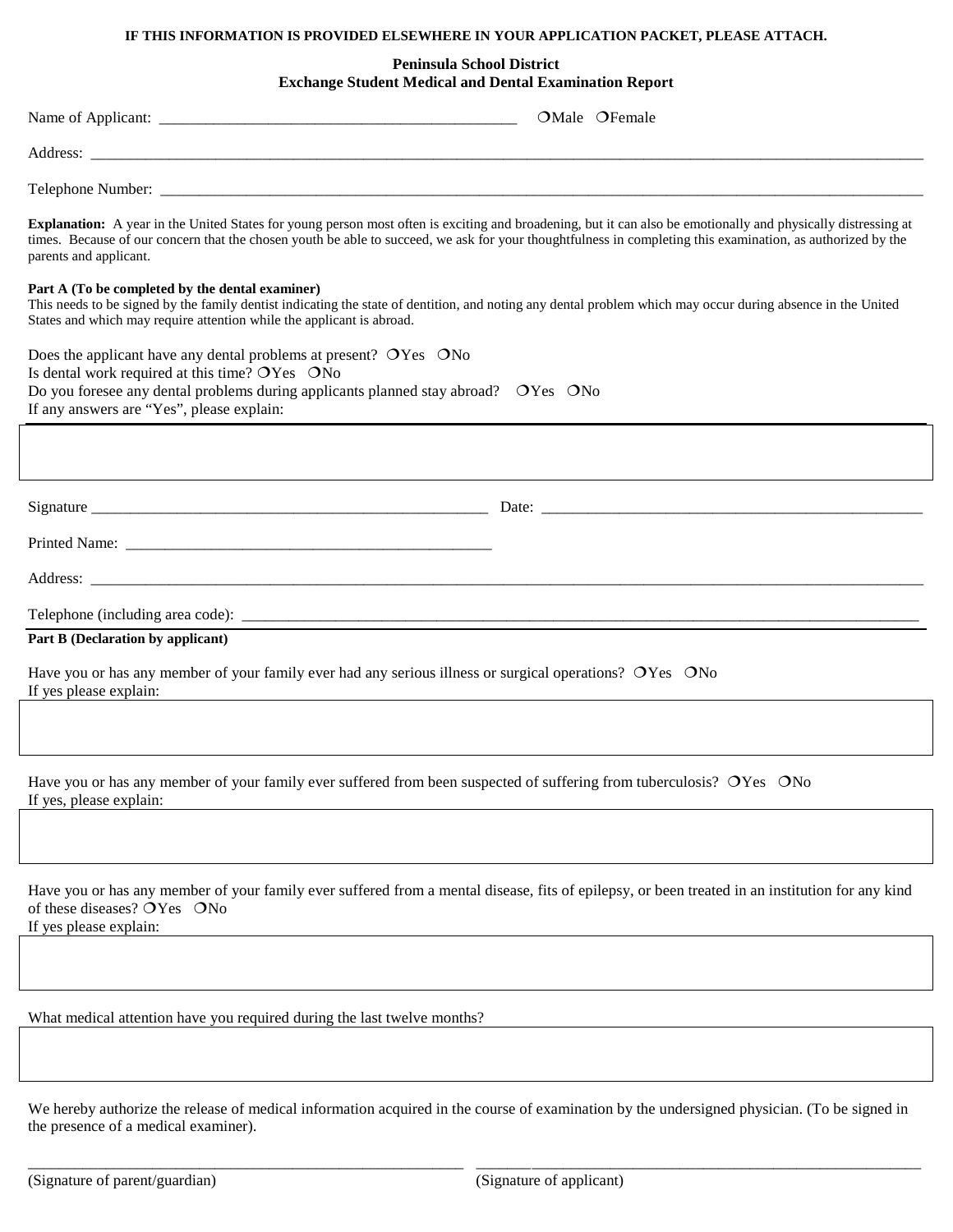**IF THIS INFORMATION IS PROVIDED ELSEWHERE IN YOUR APPLICATION PACKET, PLEASE ATTACH.**

# Peninsula School District
## Exchange Student Medical and Dental Examination Report

Name of Applicant: ______________________________________________ ❍Male ❍Female

Address: ______________________________________________________________________________

Telephone Number: ______________________________________________________________________

**Explanation:** A year in the United States for young person most often is exciting and broadening, but it can also be emotionally and physically distressing at times. Because of our concern that the chosen youth be able to succeed, we ask for your thoughtfulness in completing this examination, as authorized by the parents and applicant.

**Part A (To be completed by the dental examiner)**
This needs to be signed by the family dentist indicating the state of dentition, and noting any dental problem which may occur during absence in the United States and which may require attention while the applicant is abroad.

Does the applicant have any dental problems at present? ❍Yes ❍No
Is dental work required at this time? ❍Yes ❍No
Do you foresee any dental problems during applicants planned stay abroad? ❍Yes ❍No
If any answers are "Yes", please explain:

Signature _______________________________________________ Date: ______________________________________________

Printed Name: _______________________________________________

Address: ______________________________________________________________________________

Telephone (including area code): ______________________________________________________________

**Part B (Declaration by applicant)**

Have you or has any member of your family ever had any serious illness or surgical operations? ❍Yes ❍No
If yes please explain:

Have you or has any member of your family ever suffered from been suspected of suffering from tuberculosis? ❍Yes ❍No
If yes, please explain:

Have you or has any member of your family ever suffered from a mental disease, fits of epilepsy, or been treated in an institution for any kind of these diseases? ❍Yes ❍No
If yes please explain:

What medical attention have you required during the last twelve months?

We hereby authorize the release of medical information acquired in the course of examination by the undersigned physician. (To be signed in the presence of a medical examiner).

_______________________________________________ _______________________________________________
(Signature of parent/guardian) (Signature of applicant)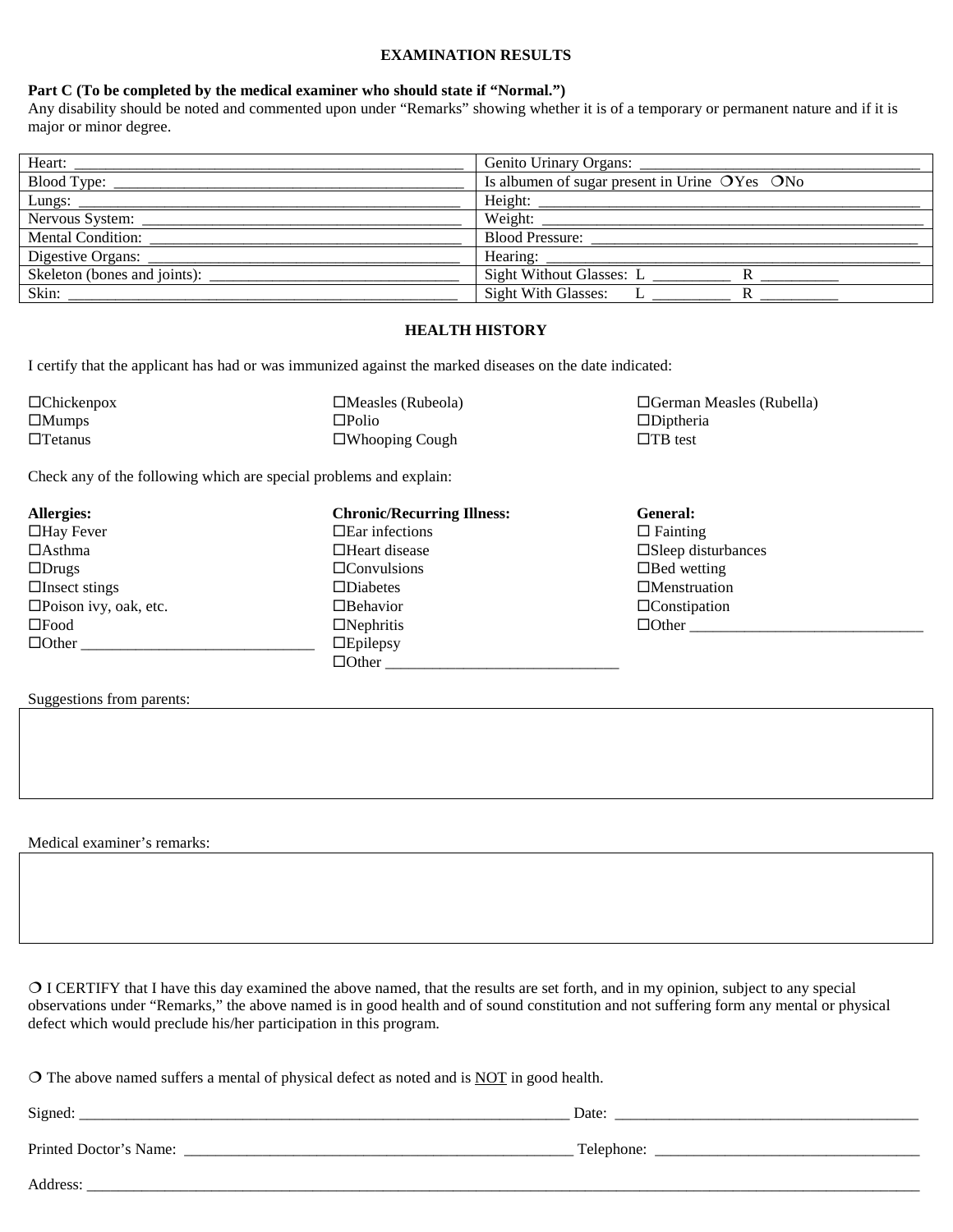## EXAMINATION RESULTS

**Part C (To be completed by the medical examiner who should state if "Normal.")**
Any disability should be noted and commented upon under "Remarks" showing whether it is of a temporary or permanent nature and if it is major or minor degree.

| | |
|---|---|
| Heart: ______________________________ | Genito Urinary Organs: ______________________________ |
| Blood Type: ______________________________ | Is albumen of sugar present in Urine ❍Yes ❍No |
| Lungs: ______________________________ | Height: ______________________________ |
| Nervous System: ______________________________ | Weight: ______________________________ |
| Mental Condition: ______________________________ | Blood Pressure: ______________________________ |
| Digestive Organs: ______________________________ | Hearing: ______________________________ |
| Skeleton (bones and joints): ______________________________ | Sight Without Glasses: L __________ R __________ |
| Skin: ______________________________ | Sight With Glasses: L __________ R __________ |

## HEALTH HISTORY

I certify that the applicant has had or was immunized against the marked diseases on the date indicated:

☐Chickenpox
☐Measles (Rubeola)
☐German Measles (Rubella)
☐Mumps
☐Polio
☐Diptheria
☐Tetanus
☐Whooping Cough
☐TB test

Check any of the following which are special problems and explain:

**Allergies:**
☐Hay Fever
☐Asthma
☐Drugs
☐Insect stings
☐Poison ivy, oak, etc.
☐Food
☐Other ______________________________

**Chronic/Recurring Illness:**
☐Ear infections
☐Heart disease
☐Convulsions
☐Diabetes
☐Behavior
☐Nephritis
☐Epilepsy
☐Other ______________________________

**General:**
☐ Fainting
☐Sleep disturbances
☐Bed wetting
☐Menstruation
☐Constipation
☐Other ______________________________

Suggestions from parents:

Medical examiner's remarks:

❍ I CERTIFY that I have this day examined the above named, that the results are set forth, and in my opinion, subject to any special observations under "Remarks," the above named is in good health and of sound constitution and not suffering form any mental or physical defect which would preclude his/her participation in this program.

❍ The above named suffers a mental of physical defect as noted and is NOT in good health.

Signed: ______________________________ Date: ______________________________

Printed Doctor's Name: ______________________________ Telephone: ______________________________

Address: ______________________________